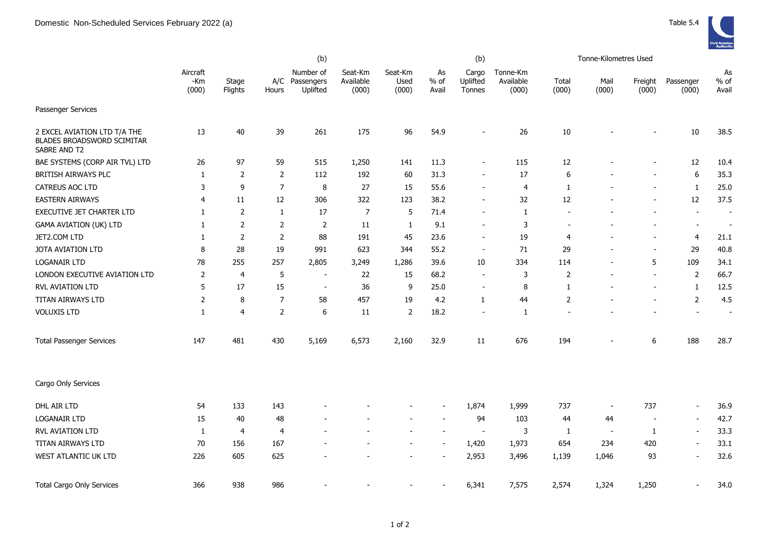Domestic Non-Scheduled Services February 2022 (a)

Table 5.4

| | Aircraft -Km (000) | Stage Flights | A/C Hours | (b) Number of Passengers Uplifted | Seat-Km Available (000) | Seat-Km Used (000) | As % of Avail | (b) Cargo Uplifted Tonnes | Tonne-Km Available (000) | Tonne-Kilometres Used Total (000) | Mail (000) | Freight (000) | Passenger (000) | As % of Avail |
|---|---|---|---|---|---|---|---|---|---|---|---|---|---|---|
| Passenger Services | | | | | | | | | | | | | | |
| 2 EXCEL AVIATION LTD T/A THE BLADES BROADSWORD SCIMITAR SABRE AND T2 | 13 | 40 | 39 | 261 | 175 | 96 | 54.9 | - | 26 | 10 | - | - | 10 | 38.5 |
| BAE SYSTEMS (CORP AIR TVL) LTD | 26 | 97 | 59 | 515 | 1,250 | 141 | 11.3 | - | 115 | 12 | - | - | 12 | 10.4 |
| BRITISH AIRWAYS PLC | 1 | 2 | 2 | 112 | 192 | 60 | 31.3 | - | 17 | 6 | - | - | 6 | 35.3 |
| CATREUS AOC LTD | 3 | 9 | 7 | 8 | 27 | 15 | 55.6 | - | 4 | 1 | - | - | 1 | 25.0 |
| EASTERN AIRWAYS | 4 | 11 | 12 | 306 | 322 | 123 | 38.2 | - | 32 | 12 | - | - | 12 | 37.5 |
| EXECUTIVE JET CHARTER LTD | 1 | 2 | 1 | 17 | 7 | 5 | 71.4 | - | 1 | - | - | - | - | - |
| GAMA AVIATION (UK) LTD | 1 | 2 | 2 | 2 | 11 | 1 | 9.1 | - | 3 | - | - | - | - | - |
| JET2.COM LTD | 1 | 2 | 2 | 88 | 191 | 45 | 23.6 | - | 19 | 4 | - | - | 4 | 21.1 |
| JOTA AVIATION LTD | 8 | 28 | 19 | 991 | 623 | 344 | 55.2 | - | 71 | 29 | - | - | 29 | 40.8 |
| LOGANAIR LTD | 78 | 255 | 257 | 2,805 | 3,249 | 1,286 | 39.6 | 10 | 334 | 114 | - | 5 | 109 | 34.1 |
| LONDON EXECUTIVE AVIATION LTD | 2 | 4 | 5 | - | 22 | 15 | 68.2 | - | 3 | 2 | - | - | 2 | 66.7 |
| RVL AVIATION LTD | 5 | 17 | 15 | - | 36 | 9 | 25.0 | - | 8 | 1 | - | - | 1 | 12.5 |
| TITAN AIRWAYS LTD | 2 | 8 | 7 | 58 | 457 | 19 | 4.2 | 1 | 44 | 2 | - | - | 2 | 4.5 |
| VOLUXIS LTD | 1 | 4 | 2 | 6 | 11 | 2 | 18.2 | - | 1 | - | - | - | - | - |
| Total Passenger Services | 147 | 481 | 430 | 5,169 | 6,573 | 2,160 | 32.9 | 11 | 676 | 194 | - | 6 | 188 | 28.7 |
| Cargo Only Services | | | | | | | | | | | | | | |
| DHL AIR LTD | 54 | 133 | 143 | - | - | - | - | 1,874 | 1,999 | 737 | - | 737 | - | 36.9 |
| LOGANAIR LTD | 15 | 40 | 48 | - | - | - | - | 94 | 103 | 44 | 44 | - | - | 42.7 |
| RVL AVIATION LTD | 1 | 4 | 4 | - | - | - | - | - | 3 | 1 | - | 1 | - | 33.3 |
| TITAN AIRWAYS LTD | 70 | 156 | 167 | - | - | - | - | 1,420 | 1,973 | 654 | 234 | 420 | - | 33.1 |
| WEST ATLANTIC UK LTD | 226 | 605 | 625 | - | - | - | - | 2,953 | 3,496 | 1,139 | 1,046 | 93 | - | 32.6 |
| Total Cargo Only Services | 366 | 938 | 986 | - | - | - | - | 6,341 | 7,575 | 2,574 | 1,324 | 1,250 | - | 34.0 |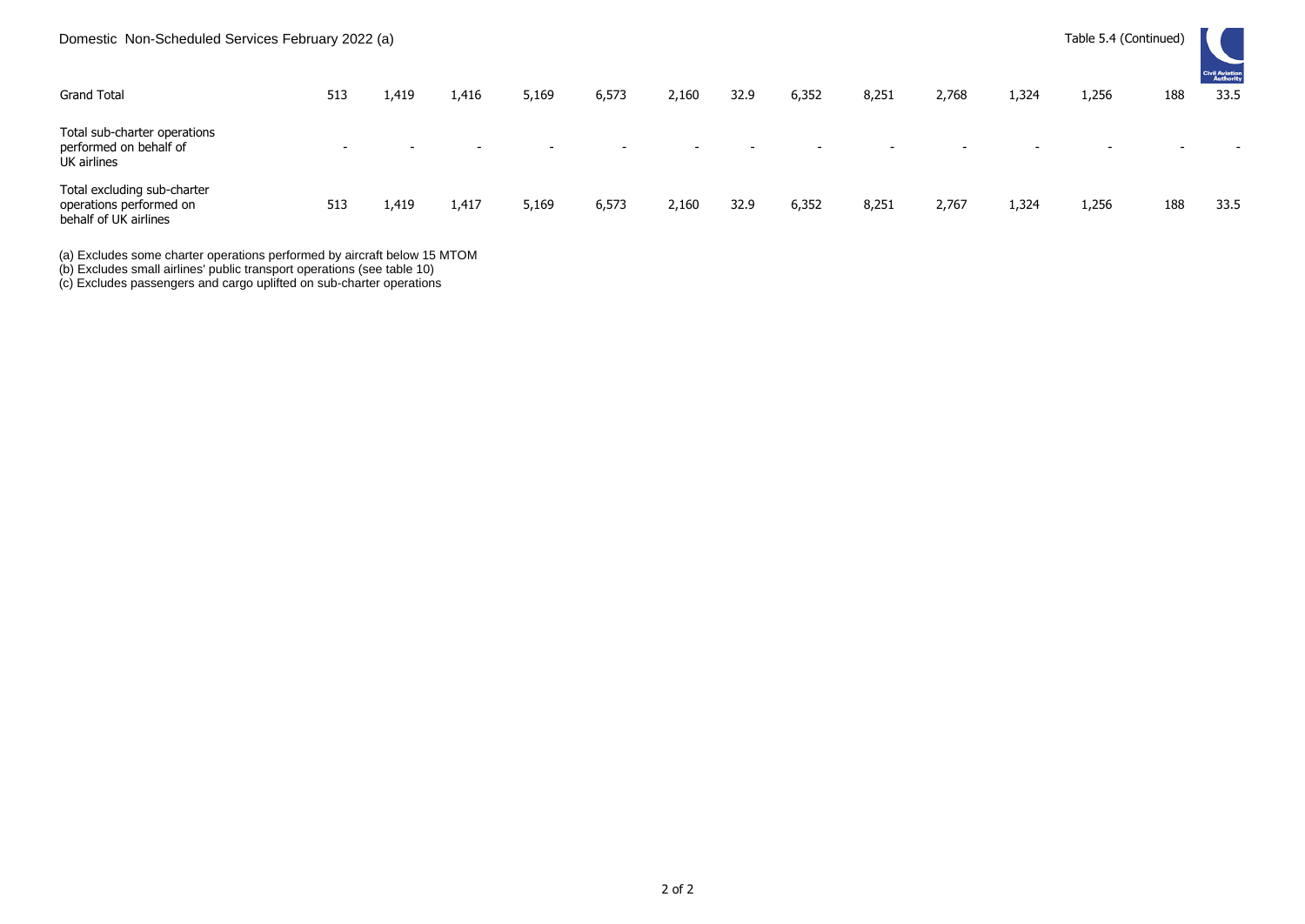Domestic Non-Scheduled Services February 2022 (a)

Table 5.4 (Continued)

| | | | | | | | | | | | | | | |
|---|---|---|---|---|---|---|---|---|---|---|---|---|---|---|
| Grand Total | 513 | 1,419 | 1,416 | 5,169 | 6,573 | 2,160 | 32.9 | 6,352 | 8,251 | 2,768 | 1,324 | 1,256 | 188 | 33.5 |
| Total sub-charter operations performed on behalf of UK airlines | - | - | - | - | - | - | - | - | - | - | - | - | - | - |
| Total excluding sub-charter operations performed on behalf of UK airlines | 513 | 1,419 | 1,417 | 5,169 | 6,573 | 2,160 | 32.9 | 6,352 | 8,251 | 2,767 | 1,324 | 1,256 | 188 | 33.5 |

(a) Excludes some charter operations performed by aircraft below 15 MTOM
(b) Excludes small airlines' public transport operations (see table 10)
(c) Excludes passengers and cargo uplifted on sub-charter operations